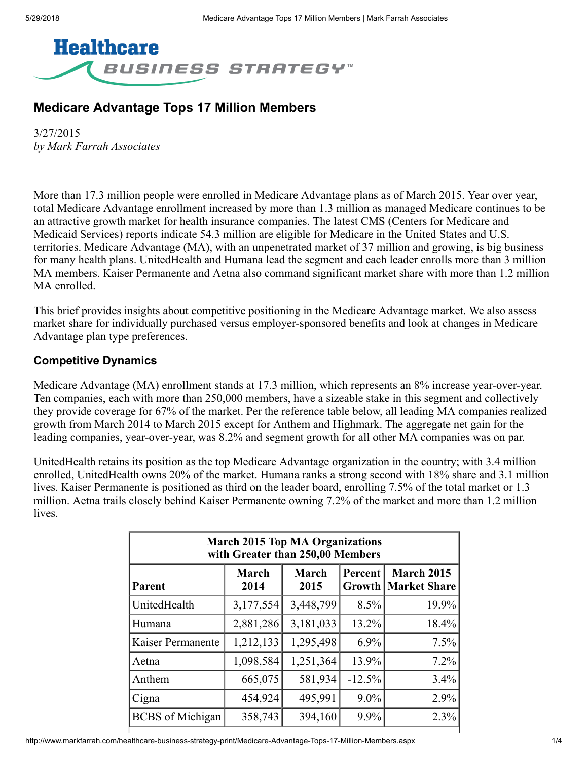# Healthcare BUSINESS STRATEGY™

## Medicare Advantage Tops 17 Million Members

3/27/2015
*by Mark Farrah Associates*

More than 17.3 million people were enrolled in Medicare Advantage plans as of March 2015. Year over year, total Medicare Advantage enrollment increased by more than 1.3 million as managed Medicare continues to be an attractive growth market for health insurance companies. The latest CMS (Centers for Medicare and Medicaid Services) reports indicate 54.3 million are eligible for Medicare in the United States and U.S. territories. Medicare Advantage (MA), with an unpenetrated market of 37 million and growing, is big business for many health plans. UnitedHealth and Humana lead the segment and each leader enrolls more than 3 million MA members. Kaiser Permanente and Aetna also command significant market share with more than 1.2 million MA enrolled.

This brief provides insights about competitive positioning in the Medicare Advantage market. We also assess market share for individually purchased versus employer-sponsored benefits and look at changes in Medicare Advantage plan type preferences.

### Competitive Dynamics

Medicare Advantage (MA) enrollment stands at 17.3 million, which represents an 8% increase year-over-year. Ten companies, each with more than 250,000 members, have a sizeable stake in this segment and collectively they provide coverage for 67% of the market. Per the reference table below, all leading MA companies realized growth from March 2014 to March 2015 except for Anthem and Highmark. The aggregate net gain for the leading companies, year-over-year, was 8.2% and segment growth for all other MA companies was on par.

UnitedHealth retains its position as the top Medicare Advantage organization in the country; with 3.4 million enrolled, UnitedHealth owns 20% of the market. Humana ranks a strong second with 18% share and 3.1 million lives. Kaiser Permanente is positioned as third on the leader board, enrolling 7.5% of the total market or 1.3 million. Aetna trails closely behind Kaiser Permanente owning 7.2% of the market and more than 1.2 million lives.

| March 2015 Top MA Organizations with Greater than 250,00 Members | | | | |
|---|---|---|---|---|
| **Parent** | **March 2014** | **March 2015** | **Percent Growth** | **March 2015 Market Share** |
| UnitedHealth | 3,177,554 | 3,448,799 | 8.5% | 19.9% |
| Humana | 2,881,286 | 3,181,033 | 13.2% | 18.4% |
| Kaiser Permanente | 1,212,133 | 1,295,498 | 6.9% | 7.5% |
| Aetna | 1,098,584 | 1,251,364 | 13.9% | 7.2% |
| Anthem | 665,075 | 581,934 | -12.5% | 3.4% |
| Cigna | 454,924 | 495,991 | 9.0% | 2.9% |
| BCBS of Michigan | 358,743 | 394,160 | 9.9% | 2.3% |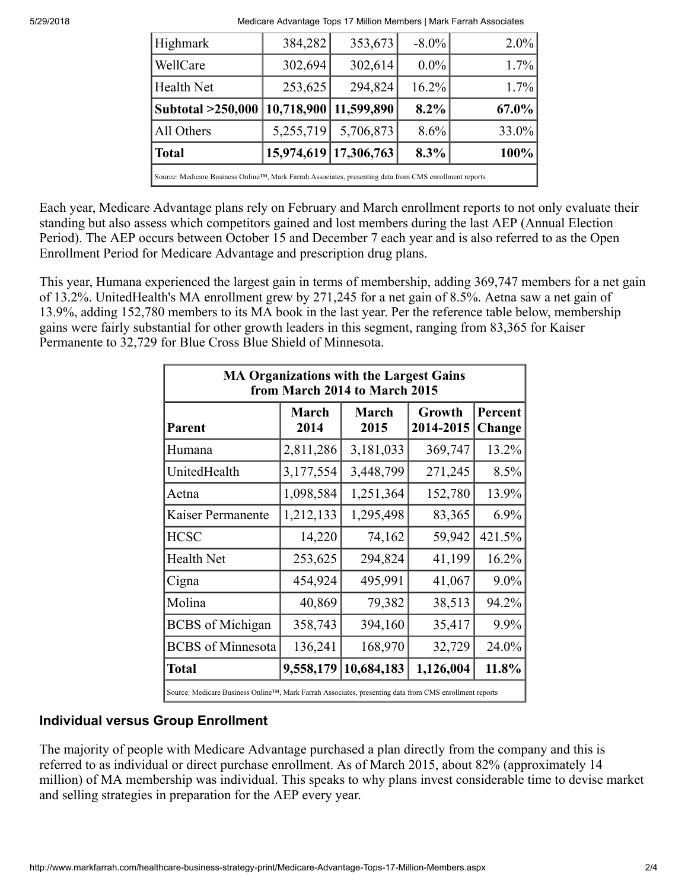| Highmark | 384,282 | 353,673 | -8.0% | 2.0% |
|---|---|---|---|---|
| WellCare | 302,694 | 302,614 | 0.0% | 1.7% |
| Health Net | 253,625 | 294,824 | 16.2% | 1.7% |
| **Subtotal >250,000** | **10,718,900** | **11,599,890** | **8.2%** | **67.0%** |
| All Others | 5,255,719 | 5,706,873 | 8.6% | 33.0% |
| **Total** | **15,974,619** | **17,306,763** | **8.3%** | **100%** |

Source: Medicare Business Online™, Mark Farrah Associates, presenting data from CMS enrollment reports

Each year, Medicare Advantage plans rely on February and March enrollment reports to not only evaluate their standing but also assess which competitors gained and lost members during the last AEP (Annual Election Period). The AEP occurs between October 15 and December 7 each year and is also referred to as the Open Enrollment Period for Medicare Advantage and prescription drug plans.

This year, Humana experienced the largest gain in terms of membership, adding 369,747 members for a net gain of 13.2%. UnitedHealth's MA enrollment grew by 271,245 for a net gain of 8.5%. Aetna saw a net gain of 13.9%, adding 152,780 members to its MA book in the last year. Per the reference table below, membership gains were fairly substantial for other growth leaders in this segment, ranging from 83,365 for Kaiser Permanente to 32,729 for Blue Cross Blue Shield of Minnesota.

**MA Organizations with the Largest Gains from March 2014 to March 2015**

| Parent | March 2014 | March 2015 | Growth 2014-2015 | Percent Change |
|---|---|---|---|---|
| Humana | 2,811,286 | 3,181,033 | 369,747 | 13.2% |
| UnitedHealth | 3,177,554 | 3,448,799 | 271,245 | 8.5% |
| Aetna | 1,098,584 | 1,251,364 | 152,780 | 13.9% |
| Kaiser Permanente | 1,212,133 | 1,295,498 | 83,365 | 6.9% |
| HCSC | 14,220 | 74,162 | 59,942 | 421.5% |
| Health Net | 253,625 | 294,824 | 41,199 | 16.2% |
| Cigna | 454,924 | 495,991 | 41,067 | 9.0% |
| Molina | 40,869 | 79,382 | 38,513 | 94.2% |
| BCBS of Michigan | 358,743 | 394,160 | 35,417 | 9.9% |
| BCBS of Minnesota | 136,241 | 168,970 | 32,729 | 24.0% |
| **Total** | **9,558,179** | **10,684,183** | **1,126,004** | **11.8%** |

Source: Medicare Business Online™, Mark Farrah Associates, presenting data from CMS enrollment reports

### Individual versus Group Enrollment

The majority of people with Medicare Advantage purchased a plan directly from the company and this is referred to as individual or direct purchase enrollment. As of March 2015, about 82% (approximately 14 million) of MA membership was individual. This speaks to why plans invest considerable time to devise market and selling strategies in preparation for the AEP every year.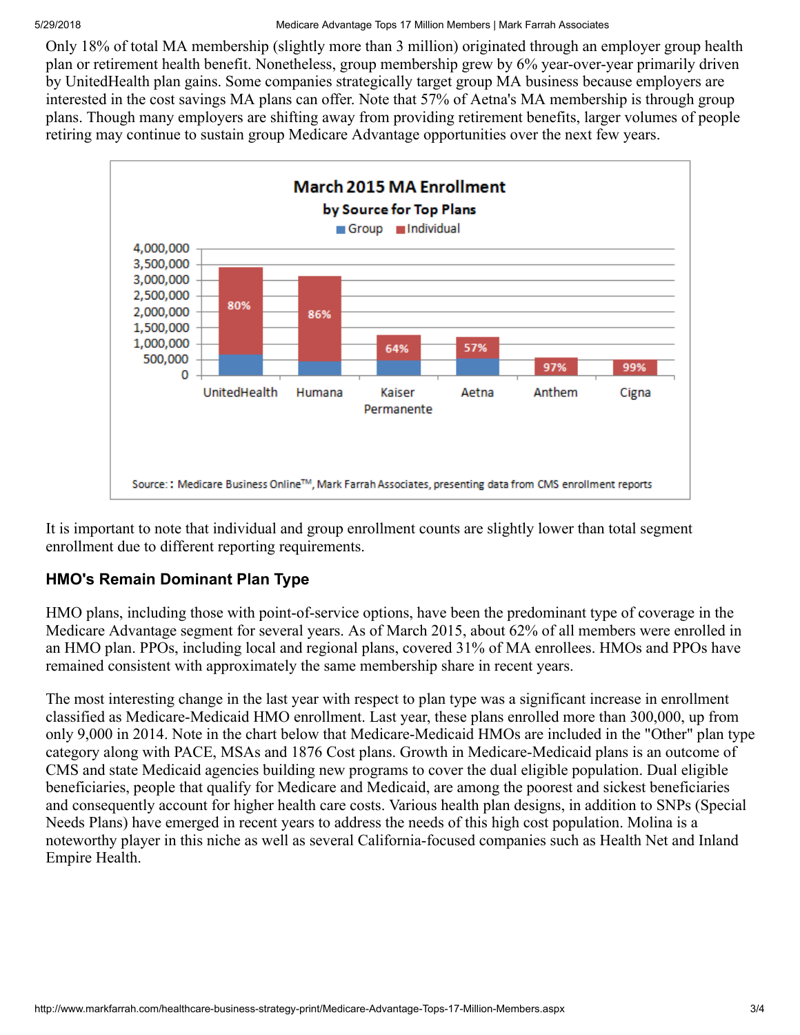Only 18% of total MA membership (slightly more than 3 million) originated through an employer group health plan or retirement health benefit. Nonetheless, group membership grew by 6% year-over-year primarily driven by UnitedHealth plan gains. Some companies strategically target group MA business because employers are interested in the cost savings MA plans can offer. Note that 57% of Aetna's MA membership is through group plans. Though many employers are shifting away from providing retirement benefits, larger volumes of people retiring may continue to sustain group Medicare Advantage opportunities over the next few years.

**March 2015 MA Enrollment by Source for Top Plans**

Source: Medicare Business Online™, Mark Farrah Associates, presenting data from CMS enrollment reports

It is important to note that individual and group enrollment counts are slightly lower than total segment enrollment due to different reporting requirements.

## HMO's Remain Dominant Plan Type

HMO plans, including those with point-of-service options, have been the predominant type of coverage in the Medicare Advantage segment for several years. As of March 2015, about 62% of all members were enrolled in an HMO plan. PPOs, including local and regional plans, covered 31% of MA enrollees. HMOs and PPOs have remained consistent with approximately the same membership share in recent years.

The most interesting change in the last year with respect to plan type was a significant increase in enrollment classified as Medicare-Medicaid HMO enrollment. Last year, these plans enrolled more than 300,000, up from only 9,000 in 2014. Note in the chart below that Medicare-Medicaid HMOs are included in the "Other" plan type category along with PACE, MSAs and 1876 Cost plans. Growth in Medicare-Medicaid plans is an outcome of CMS and state Medicaid agencies building new programs to cover the dual eligible population. Dual eligible beneficiaries, people that qualify for Medicare and Medicaid, are among the poorest and sickest beneficiaries and consequently account for higher health care costs. Various health plan designs, in addition to SNPs (Special Needs Plans) have emerged in recent years to address the needs of this high cost population. Molina is a noteworthy player in this niche as well as several California-focused companies such as Health Net and Inland Empire Health.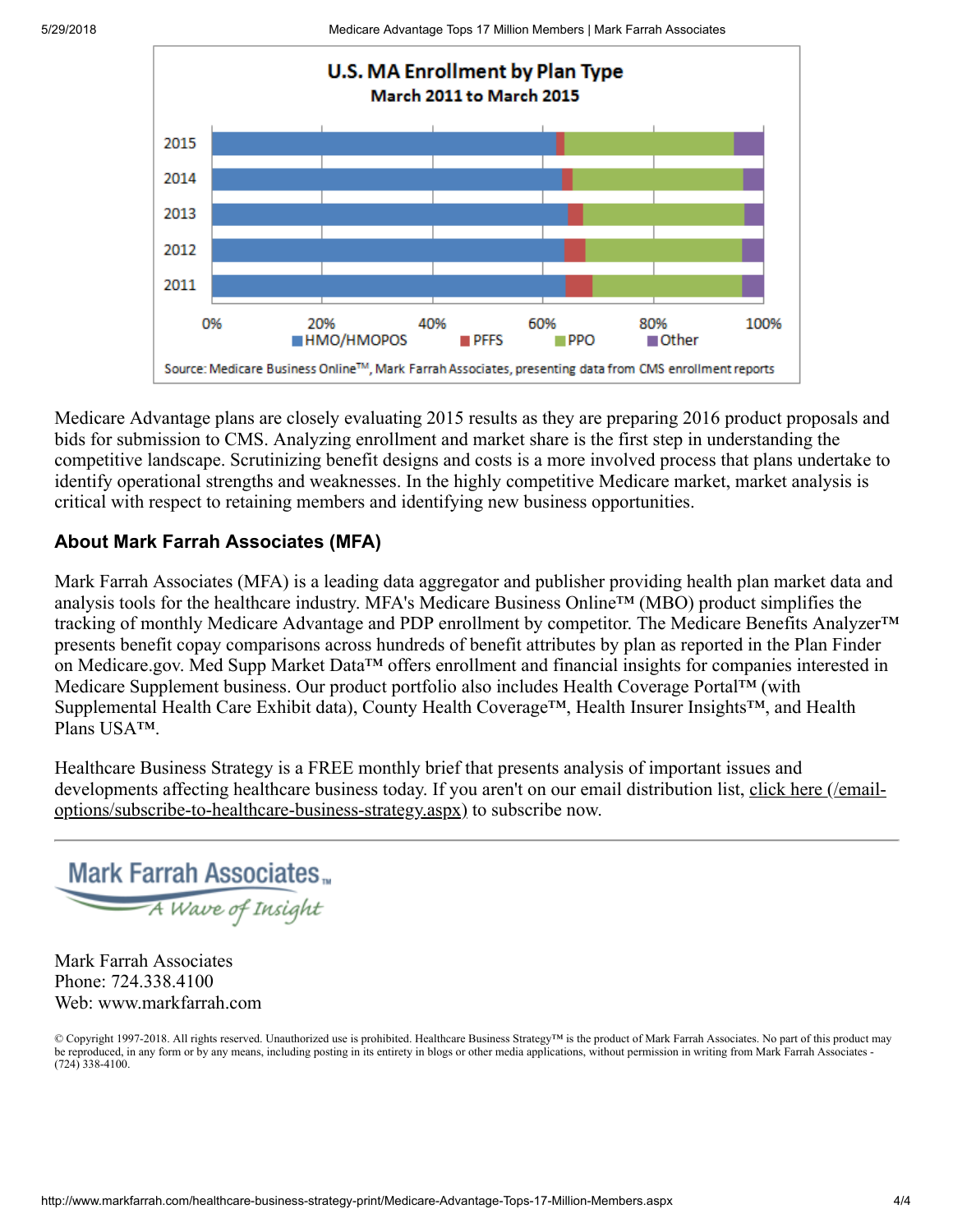U.S. MA Enrollment by Plan Type

March 2011 to March 2015

2015

2014

2013

2012

2011

0%

20%

40%

60%

80%

100%

HMO/HMOPOS

PFFS

PPO

Other

Source: Medicare Business Online™, Mark Farrah Associates, presenting data from CMS enrollment reports

Medicare Advantage plans are closely evaluating 2015 results as they are preparing 2016 product proposals and bids for submission to CMS. Analyzing enrollment and market share is the first step in understanding the competitive landscape. Scrutinizing benefit designs and costs is a more involved process that plans undertake to identify operational strengths and weaknesses. In the highly competitive Medicare market, market analysis is critical with respect to retaining members and identifying new business opportunities.

### About Mark Farrah Associates (MFA)

Mark Farrah Associates (MFA) is a leading data aggregator and publisher providing health plan market data and analysis tools for the healthcare industry. MFA's Medicare Business Online™ (MBO) product simplifies the tracking of monthly Medicare Advantage and PDP enrollment by competitor. The Medicare Benefits Analyzer™ presents benefit copay comparisons across hundreds of benefit attributes by plan as reported in the Plan Finder on Medicare.gov. Med Supp Market Data™ offers enrollment and financial insights for companies interested in Medicare Supplement business. Our product portfolio also includes Health Coverage Portal™ (with Supplemental Health Care Exhibit data), County Health Coverage™, Health Insurer Insights™, and Health Plans USA™.

Healthcare Business Strategy is a FREE monthly brief that presents analysis of important issues and developments affecting healthcare business today. If you aren't on our email distribution list, click here (/email-options/subscribe-to-healthcare-business-strategy.aspx) to subscribe now.

---

Mark Farrah Associates™
A Wave of Insight

Mark Farrah Associates
Phone: 724.338.4100
Web: www.markfarrah.com

© Copyright 1997-2018. All rights reserved. Unauthorized use is prohibited. Healthcare Business Strategy™ is the product of Mark Farrah Associates. No part of this product may be reproduced, in any form or by any means, including posting in its entirety in blogs or other media applications, without permission in writing from Mark Farrah Associates - (724) 338-4100.